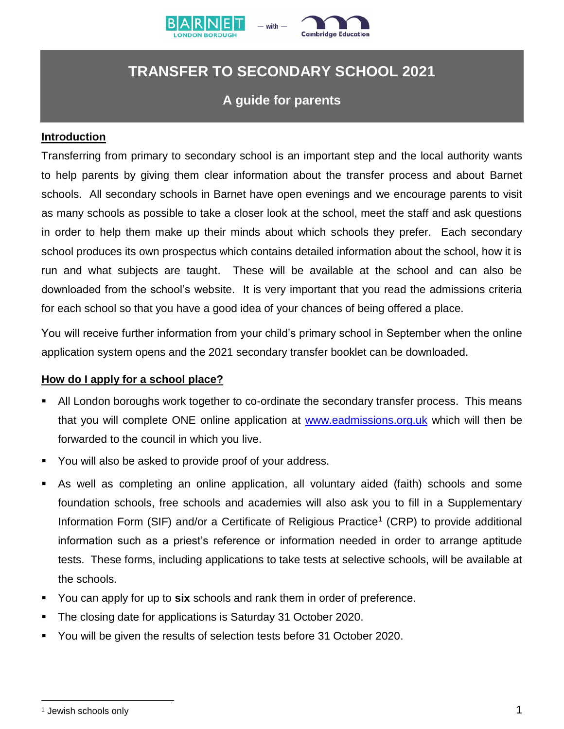# TRANSFER TO SECONDARY SCHOOL 2021

## A guide for parents

### Introduction

Transferring from primary to secondary school is an important step and the local authority wants to help parents by giving them clear information about the transfer process and about Barnet schools. All secondary schools in Barnet have open evenings and we encourage parents to visit as many schools as possible to take a closer look at the school, meet the staff and ask questions in order to help them make up their minds about which schools they prefer. Each secondary school produces its own prospectus which contains detailed information about the school, how it is run and what subjects are taught. These will be available at the school and can also be downloaded from the school's website. It is very important that you read the admissions criteria for each school so that you have a good idea of your chances of being offered a place.

You will receive further information from your child's primary school in September when the online application system opens and the 2021 secondary transfer booklet can be downloaded.

### How do I apply for a school place?

- All London boroughs work together to co-ordinate the secondary transfer process. This means that you will complete ONE online application at [www.eadmissions.org.uk](www.eadmissions.org.uk) which will then be forwarded to the council in which you live.
- You will also be asked to provide proof of your address.
- As well as completing an online application, all voluntary aided (faith) schools and some foundation schools, free schools and academies will also ask you to fill in a Supplementary Information Form (SIF) and/or a Certificate of Religious Practice[1] (CRP) to provide additional information such as a priest's reference or information needed in order to arrange aptitude tests. These forms, including applications to take tests at selective schools, will be available at the schools.
- You can apply for up to **six** schools and rank them in order of preference.
- The closing date for applications is Saturday 31 October 2020.
- You will be given the results of selection tests before 31 October 2020.

[1] Jewish schools only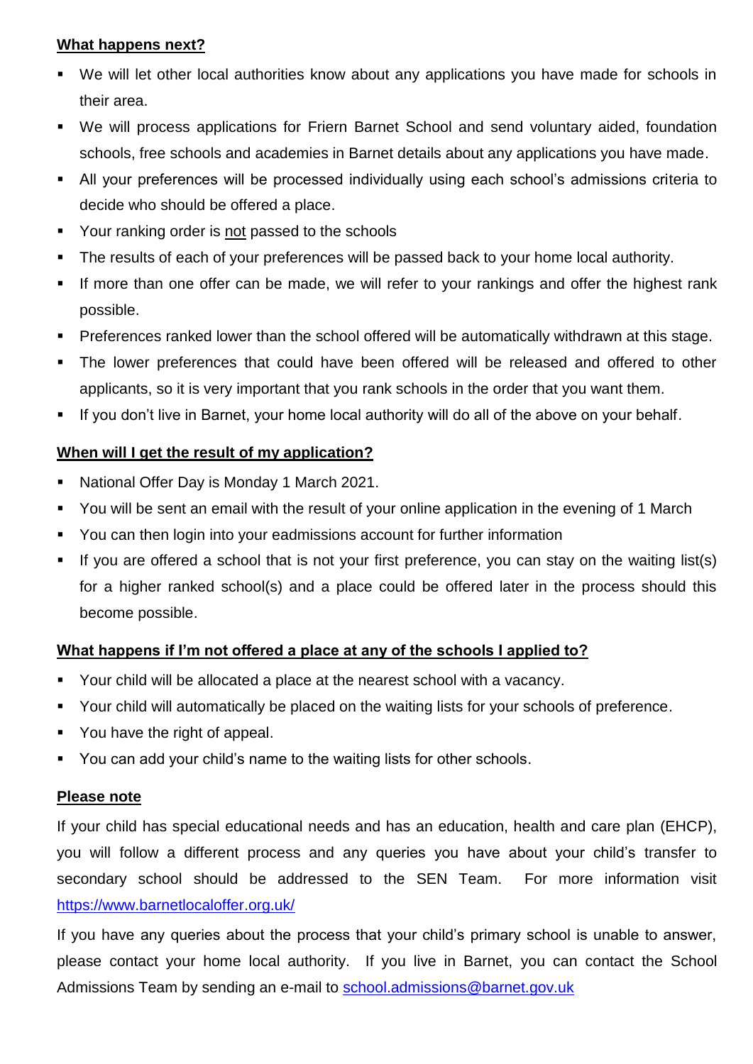**What happens next?**

- We will let other local authorities know about any applications you have made for schools in their area.
- We will process applications for Friern Barnet School and send voluntary aided, foundation schools, free schools and academies in Barnet details about any applications you have made.
- All your preferences will be processed individually using each school's admissions criteria to decide who should be offered a place.
- Your ranking order is not passed to the schools
- The results of each of your preferences will be passed back to your home local authority.
- If more than one offer can be made, we will refer to your rankings and offer the highest rank possible.
- Preferences ranked lower than the school offered will be automatically withdrawn at this stage.
- The lower preferences that could have been offered will be released and offered to other applicants, so it is very important that you rank schools in the order that you want them.
- If you don't live in Barnet, your home local authority will do all of the above on your behalf.

**When will I get the result of my application?**

- National Offer Day is Monday 1 March 2021.
- You will be sent an email with the result of your online application in the evening of 1 March
- You can then login into your eadmissions account for further information
- If you are offered a school that is not your first preference, you can stay on the waiting list(s) for a higher ranked school(s) and a place could be offered later in the process should this become possible.

**What happens if I'm not offered a place at any of the schools I applied to?**

- Your child will be allocated a place at the nearest school with a vacancy.
- Your child will automatically be placed on the waiting lists for your schools of preference.
- You have the right of appeal.
- You can add your child's name to the waiting lists for other schools.

**Please note**

If your child has special educational needs and has an education, health and care plan (EHCP), you will follow a different process and any queries you have about your child's transfer to secondary school should be addressed to the SEN Team. For more information visit https://www.barnetlocaloffer.org.uk/

If you have any queries about the process that your child's primary school is unable to answer, please contact your home local authority. If you live in Barnet, you can contact the School Admissions Team by sending an e-mail to school.admissions@barnet.gov.uk